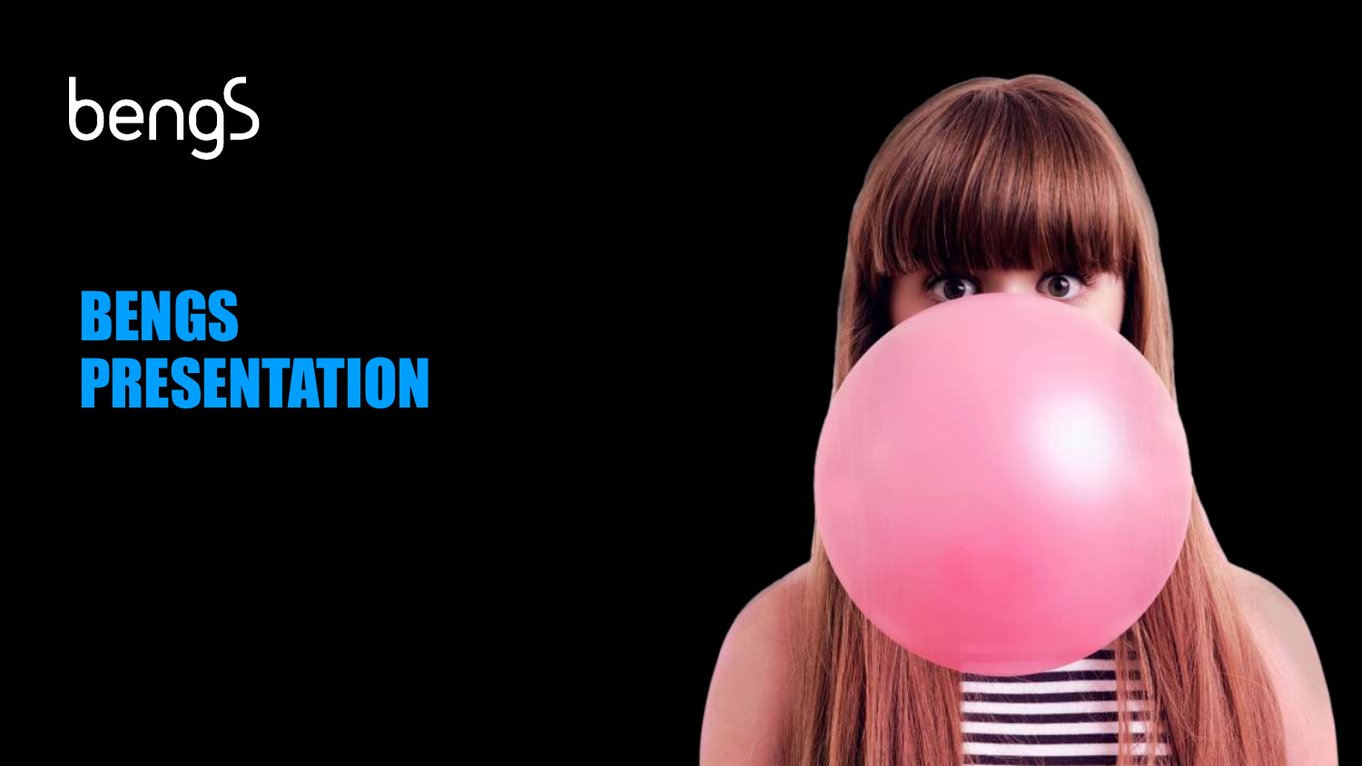bengS

# BENGS PRESENTATION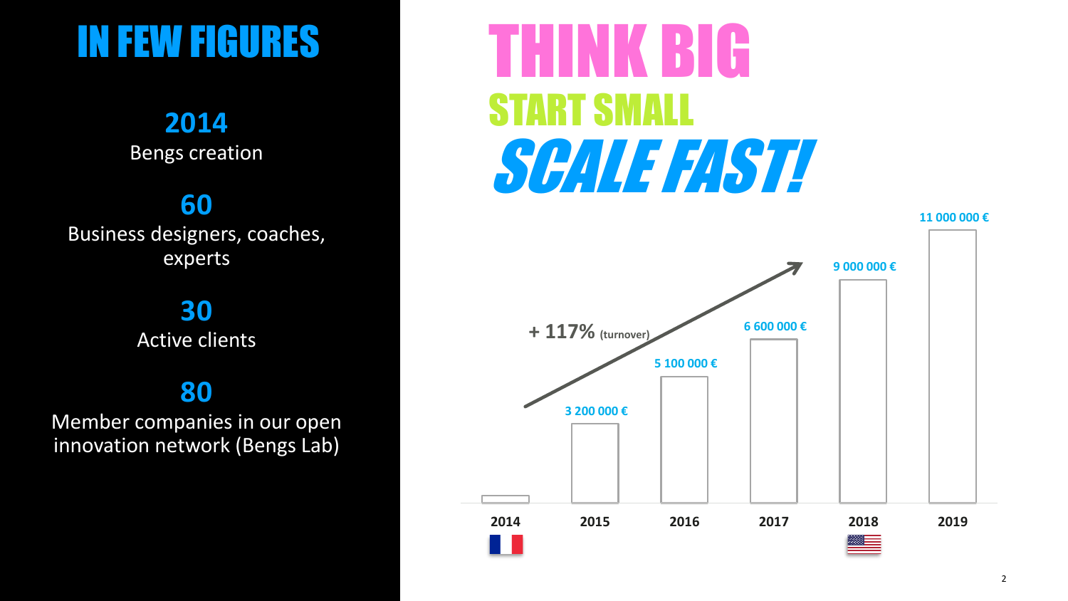# IN FEW FIGURES

**2014**
Bengs creation

**60**
Business designers, coaches, experts

**30**
Active clients

**80**
Member companies in our open innovation network (Bengs Lab)

# THINK BIG

## START SMALL

## *SCALE FAST!*

**+ 117%** (turnover)

| Year | Turnover |
|---|---|
| 2014 | |
| 2015 | 3 200 000 € |
| 2016 | 5 100 000 € |
| 2017 | 6 600 000 € |
| 2018 | 9 000 000 € |
| 2019 | 11 000 000 € |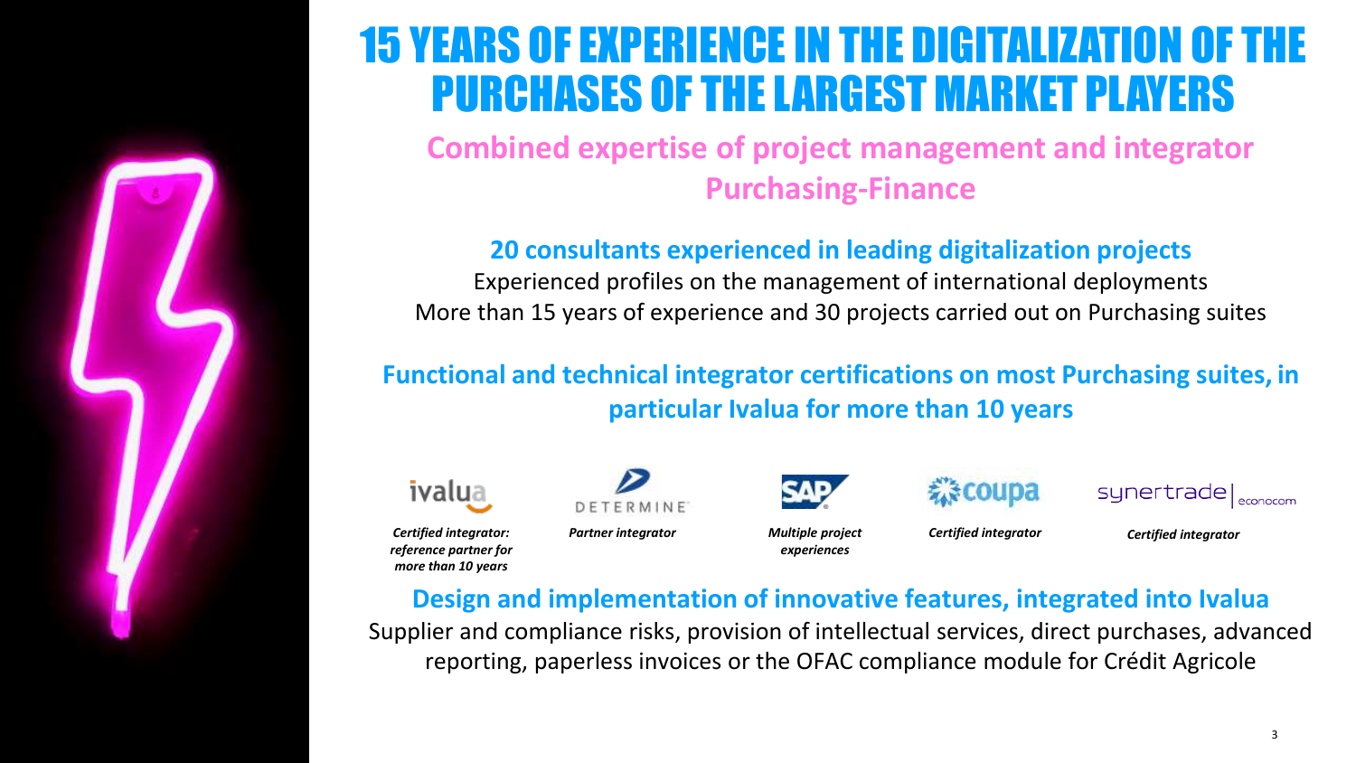# 15 YEARS OF EXPERIENCE IN THE DIGITALIZATION OF THE PURCHASES OF THE LARGEST MARKET PLAYERS

## Combined expertise of project management and integrator Purchasing-Finance

### 20 consultants experienced in leading digitalization projects

Experienced profiles on the management of international deployments
More than 15 years of experience and 30 projects carried out on Purchasing suites

### Functional and technical integrator certifications on most Purchasing suites, in particular Ivalua for more than 10 years

| ivalua | DETERMINE | SAP | coupa | synertrade econocom |
|---|---|---|---|---|
| *Certified integrator: reference partner for more than 10 years* | *Partner integrator* | *Multiple project experiences* | *Certified integrator* | *Certified integrator* |

### Design and implementation of innovative features, integrated into Ivalua

Supplier and compliance risks, provision of intellectual services, direct purchases, advanced reporting, paperless invoices or the OFAC compliance module for Crédit Agricole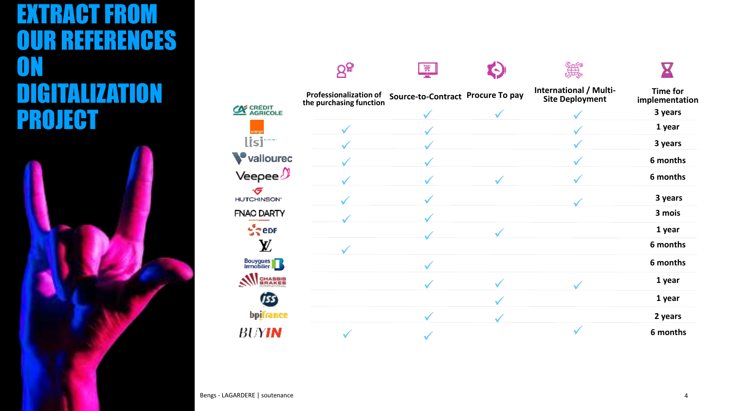# EXTRACT FROM OUR REFERENCES ON DIGITALIZATION PROJECT

| | Professionalization of the purchasing function | Source-to-Contract | Procure To pay | International / Multi-Site Deployment | Time for implementation |
|---|---|---|---|---|---|
| Crédit Agricole | | ✓ | ✓ | ✓ | 3 years |
| Orange | ✓ | ✓ | | ✓ | 1 year |
| LISI | ✓ | ✓ | | ✓ | 3 years |
| Vallourec | ✓ | ✓ | | ✓ | 6 months |
| Veepee | ✓ | ✓ | ✓ | ✓ | 6 months |
| Hutchinson | ✓ | ✓ | | ✓ | 3 years |
| FNAC DARTY | ✓ | ✓ | | | 3 mois |
| EDF | | ✓ | ✓ | | 1 year |
| LV | ✓ | | | | 6 months |
| Bouygues Immobilier | | ✓ | | | 6 months |
| Chassis Brakes International | | ✓ | ✓ | ✓ | 1 year |
| ISS | | | ✓ | | 1 year |
| bpifrance | | ✓ | ✓ | | 2 years |
| BUYIN | ✓ | ✓ | | ✓ | 6 months |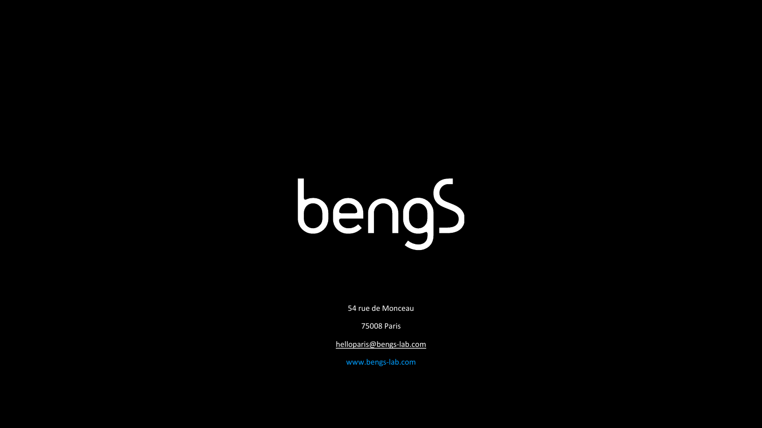bengS

54 rue de Monceau

75008 Paris

helloparis@bengs-lab.com

www.bengs-lab.com